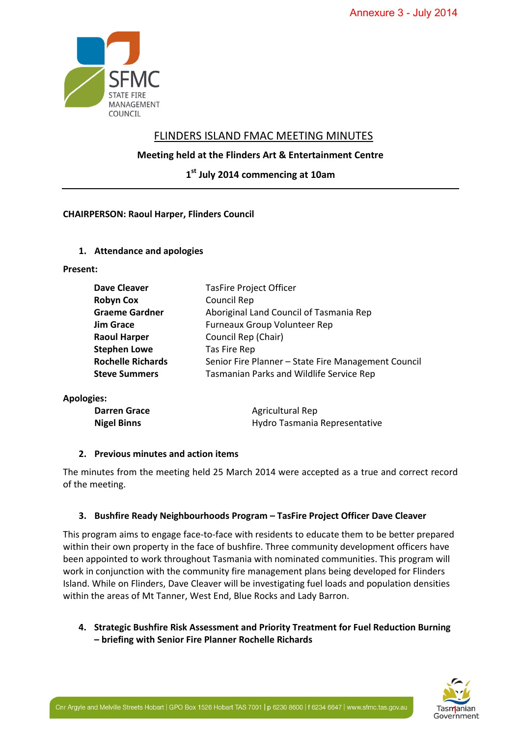Annexure 3 - July 2014

# FLINDERS ISLAND FMAC MEETING MINUTES

**Meeting held at the Flinders Art & Entertainment Centre**

**1st July 2014 commencing at 10am**

---

**CHAIRPERSON: Raoul Harper, Flinders Council**

## 1. Attendance and apologies

**Present:**

| | |
|---|---|
| **Dave Cleaver** | TasFire Project Officer |
| **Robyn Cox** | Council Rep |
| **Graeme Gardner** | Aboriginal Land Council of Tasmania Rep |
| **Jim Grace** | Furneaux Group Volunteer Rep |
| **Raoul Harper** | Council Rep (Chair) |
| **Stephen Lowe** | Tas Fire Rep |
| **Rochelle Richards** | Senior Fire Planner – State Fire Management Council |
| **Steve Summers** | Tasmanian Parks and Wildlife Service Rep |

**Apologies:**

| | |
|---|---|
| **Darren Grace** | Agricultural Rep |
| **Nigel Binns** | Hydro Tasmania Representative |

## 2. Previous minutes and action items

The minutes from the meeting held 25 March 2014 were accepted as a true and correct record of the meeting.

## 3. Bushfire Ready Neighbourhoods Program – TasFire Project Officer Dave Cleaver

This program aims to engage face-to-face with residents to educate them to be better prepared within their own property in the face of bushfire. Three community development officers have been appointed to work throughout Tasmania with nominated communities. This program will work in conjunction with the community fire management plans being developed for Flinders Island. While on Flinders, Dave Cleaver will be investigating fuel loads and population densities within the areas of Mt Tanner, West End, Blue Rocks and Lady Barron.

## 4. Strategic Bushfire Risk Assessment and Priority Treatment for Fuel Reduction Burning – briefing with Senior Fire Planner Rochelle Richards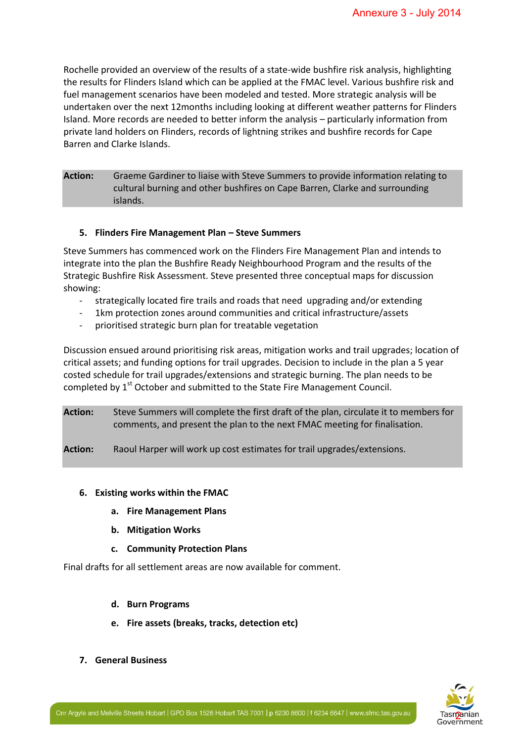Rochelle provided an overview of the results of a state-wide bushfire risk analysis, highlighting the results for Flinders Island which can be applied at the FMAC level. Various bushfire risk and fuel management scenarios have been modeled and tested. More strategic analysis will be undertaken over the next 12months including looking at different weather patterns for Flinders Island. More records are needed to better inform the analysis – particularly information from private land holders on Flinders, records of lightning strikes and bushfire records for Cape Barren and Clarke Islands.

**Action:** Graeme Gardiner to liaise with Steve Summers to provide information relating to cultural burning and other bushfires on Cape Barren, Clarke and surrounding islands.

**5. Flinders Fire Management Plan – Steve Summers**

Steve Summers has commenced work on the Flinders Fire Management Plan and intends to integrate into the plan the Bushfire Ready Neighbourhood Program and the results of the Strategic Bushfire Risk Assessment. Steve presented three conceptual maps for discussion showing:

- strategically located fire trails and roads that need upgrading and/or extending
- 1km protection zones around communities and critical infrastructure/assets
- prioritised strategic burn plan for treatable vegetation

Discussion ensued around prioritising risk areas, mitigation works and trail upgrades; location of critical assets; and funding options for trail upgrades. Decision to include in the plan a 5 year costed schedule for trail upgrades/extensions and strategic burning. The plan needs to be completed by 1st October and submitted to the State Fire Management Council.

**Action:** Steve Summers will complete the first draft of the plan, circulate it to members for comments, and present the plan to the next FMAC meeting for finalisation.

**Action:** Raoul Harper will work up cost estimates for trail upgrades/extensions.

**6. Existing works within the FMAC**

**a. Fire Management Plans**

**b. Mitigation Works**

**c. Community Protection Plans**

Final drafts for all settlement areas are now available for comment.

**d. Burn Programs**

**e. Fire assets (breaks, tracks, detection etc)**

**7. General Business**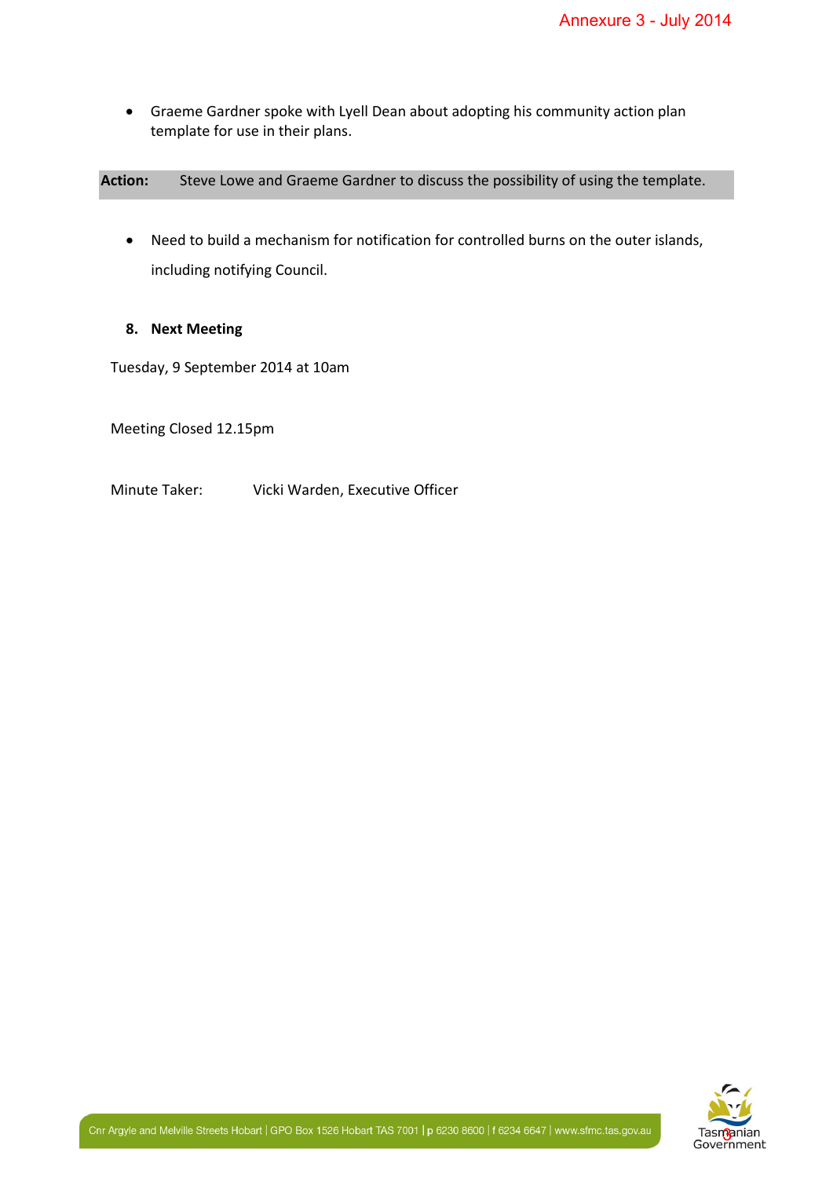- Graeme Gardner spoke with Lyell Dean about adopting his community action plan template for use in their plans.

**Action:** Steve Lowe and Graeme Gardner to discuss the possibility of using the template.

- Need to build a mechanism for notification for controlled burns on the outer islands, including notifying Council.

## 8. Next Meeting

Tuesday, 9 September 2014 at 10am

Meeting Closed 12.15pm

Minute Taker: Vicki Warden, Executive Officer